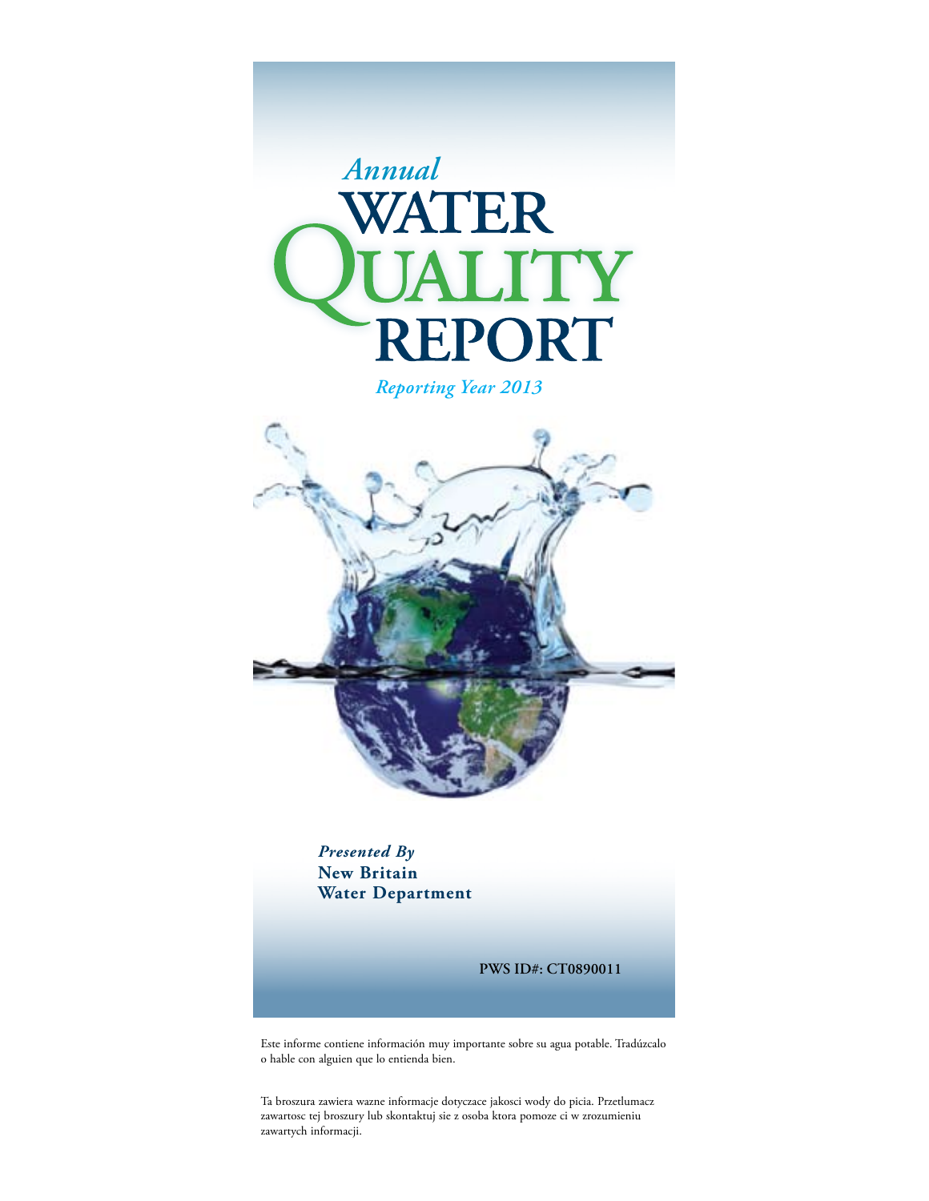*Annual*

# WATER QUALITY REPORT

*Reporting Year 2013*

***Presented By***

**New Britain Water Department**

**PWS ID#: CT0890011**

Este informe contiene información muy importante sobre su agua potable. Tradúzcalo o hable con alguien que lo entienda bien.

Ta broszura zawiera wazne informacje dotyczace jakosci wody do picia. Przetlumacz zawartosc tej broszury lub skontaktuj sie z osoba ktora pomoze ci w zrozumieniu zawartych informacji.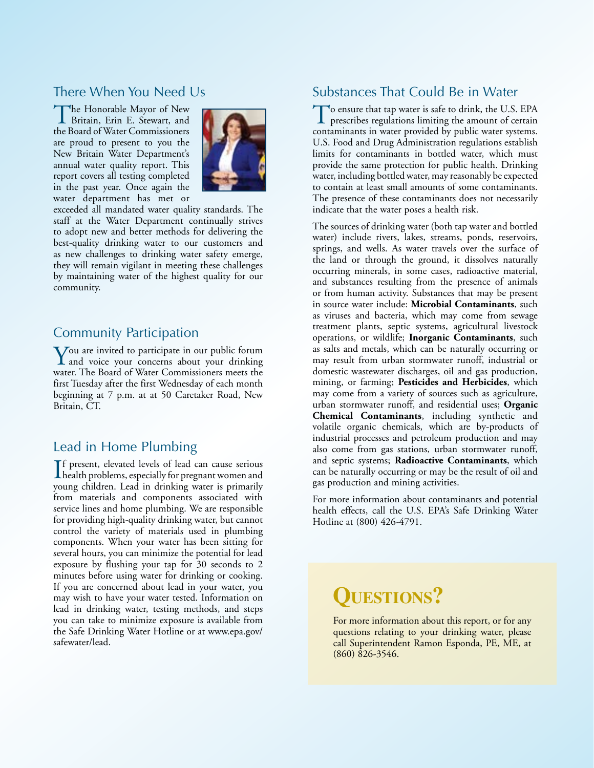## There When You Need Us

The Honorable Mayor of New Britain, Erin E. Stewart, and the Board of Water Commissioners are proud to present to you the New Britain Water Department's annual water quality report. This report covers all testing completed in the past year. Once again the water department has met or exceeded all mandated water quality standards. The staff at the Water Department continually strives to adopt new and better methods for delivering the best-quality drinking water to our customers and as new challenges to drinking water safety emerge, they will remain vigilant in meeting these challenges by maintaining water of the highest quality for our community.

## Community Participation

You are invited to participate in our public forum and voice your concerns about your drinking water. The Board of Water Commissioners meets the first Tuesday after the first Wednesday of each month beginning at 7 p.m. at at 50 Caretaker Road, New Britain, CT.

## Lead in Home Plumbing

If present, elevated levels of lead can cause serious health problems, especially for pregnant women and young children. Lead in drinking water is primarily from materials and components associated with service lines and home plumbing. We are responsible for providing high-quality drinking water, but cannot control the variety of materials used in plumbing components. When your water has been sitting for several hours, you can minimize the potential for lead exposure by flushing your tap for 30 seconds to 2 minutes before using water for drinking or cooking. If you are concerned about lead in your water, you may wish to have your water tested. Information on lead in drinking water, testing methods, and steps you can take to minimize exposure is available from the Safe Drinking Water Hotline or at www.epa.gov/safewater/lead.

## Substances That Could Be in Water

To ensure that tap water is safe to drink, the U.S. EPA prescribes regulations limiting the amount of certain contaminants in water provided by public water systems. U.S. Food and Drug Administration regulations establish limits for contaminants in bottled water, which must provide the same protection for public health. Drinking water, including bottled water, may reasonably be expected to contain at least small amounts of some contaminants. The presence of these contaminants does not necessarily indicate that the water poses a health risk.

The sources of drinking water (both tap water and bottled water) include rivers, lakes, streams, ponds, reservoirs, springs, and wells. As water travels over the surface of the land or through the ground, it dissolves naturally occurring minerals, in some cases, radioactive material, and substances resulting from the presence of animals or from human activity. Substances that may be present in source water include: **Microbial Contaminants**, such as viruses and bacteria, which may come from sewage treatment plants, septic systems, agricultural livestock operations, or wildlife; **Inorganic Contaminants**, such as salts and metals, which can be naturally occurring or may result from urban stormwater runoff, industrial or domestic wastewater discharges, oil and gas production, mining, or farming; **Pesticides and Herbicides**, which may come from a variety of sources such as agriculture, urban stormwater runoff, and residential uses; **Organic Chemical Contaminants**, including synthetic and volatile organic chemicals, which are by-products of industrial processes and petroleum production and may also come from gas stations, urban stormwater runoff, and septic systems; **Radioactive Contaminants**, which can be naturally occurring or may be the result of oil and gas production and mining activities.

For more information about contaminants and potential health effects, call the U.S. EPA's Safe Drinking Water Hotline at (800) 426-4791.

## Questions?

For more information about this report, or for any questions relating to your drinking water, please call Superintendent Ramon Esponda, PE, ME, at (860) 826-3546.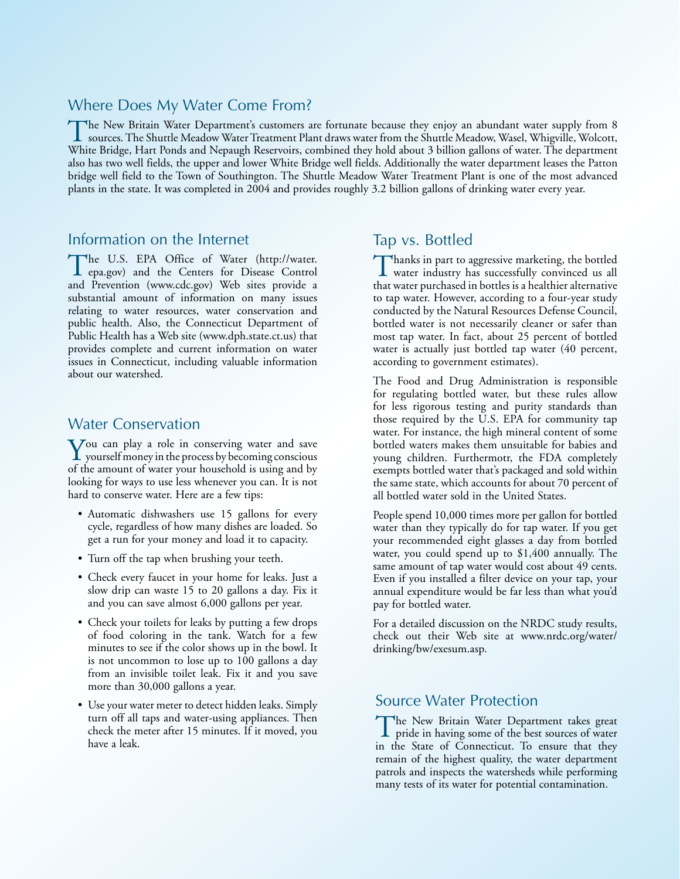## Where Does My Water Come From?

The New Britain Water Department's customers are fortunate because they enjoy an abundant water supply from 8 sources. The Shuttle Meadow Water Treatment Plant draws water from the Shuttle Meadow, Wasel, Whigville, Wolcott, White Bridge, Hart Ponds and Nepaugh Reservoirs, combined they hold about 3 billion gallons of water. The department also has two well fields, the upper and lower White Bridge well fields. Additionally the water department leases the Patton bridge well field to the Town of Southington. The Shuttle Meadow Water Treatment Plant is one of the most advanced plants in the state. It was completed in 2004 and provides roughly 3.2 billion gallons of drinking water every year.

## Information on the Internet

The U.S. EPA Office of Water (http://water.epa.gov) and the Centers for Disease Control and Prevention (www.cdc.gov) Web sites provide a substantial amount of information on many issues relating to water resources, water conservation and public health. Also, the Connecticut Department of Public Health has a Web site (www.dph.state.ct.us) that provides complete and current information on water issues in Connecticut, including valuable information about our watershed.

## Water Conservation

You can play a role in conserving water and save yourself money in the process by becoming conscious of the amount of water your household is using and by looking for ways to use less whenever you can. It is not hard to conserve water. Here are a few tips:

- Automatic dishwashers use 15 gallons for every cycle, regardless of how many dishes are loaded. So get a run for your money and load it to capacity.
- Turn off the tap when brushing your teeth.
- Check every faucet in your home for leaks. Just a slow drip can waste 15 to 20 gallons a day. Fix it and you can save almost 6,000 gallons per year.
- Check your toilets for leaks by putting a few drops of food coloring in the tank. Watch for a few minutes to see if the color shows up in the bowl. It is not uncommon to lose up to 100 gallons a day from an invisible toilet leak. Fix it and you save more than 30,000 gallons a year.
- Use your water meter to detect hidden leaks. Simply turn off all taps and water-using appliances. Then check the meter after 15 minutes. If it moved, you have a leak.

## Tap vs. Bottled

Thanks in part to aggressive marketing, the bottled water industry has successfully convinced us all that water purchased in bottles is a healthier alternative to tap water. However, according to a four-year study conducted by the Natural Resources Defense Council, bottled water is not necessarily cleaner or safer than most tap water. In fact, about 25 percent of bottled water is actually just bottled tap water (40 percent, according to government estimates).

The Food and Drug Administration is responsible for regulating bottled water, but these rules allow for less rigorous testing and purity standards than those required by the U.S. EPA for community tap water. For instance, the high mineral content of some bottled waters makes them unsuitable for babies and young children. Furthermotr, the FDA completely exempts bottled water that's packaged and sold within the same state, which accounts for about 70 percent of all bottled water sold in the United States.

People spend 10,000 times more per gallon for bottled water than they typically do for tap water. If you get your recommended eight glasses a day from bottled water, you could spend up to $1,400 annually. The same amount of tap water would cost about 49 cents. Even if you installed a filter device on your tap, your annual expenditure would be far less than what you'd pay for bottled water.

For a detailed discussion on the NRDC study results, check out their Web site at www.nrdc.org/water/drinking/bw/exesum.asp.

## Source Water Protection

The New Britain Water Department takes great pride in having some of the best sources of water in the State of Connecticut. To ensure that they remain of the highest quality, the water department patrols and inspects the watersheds while performing many tests of its water for potential contamination.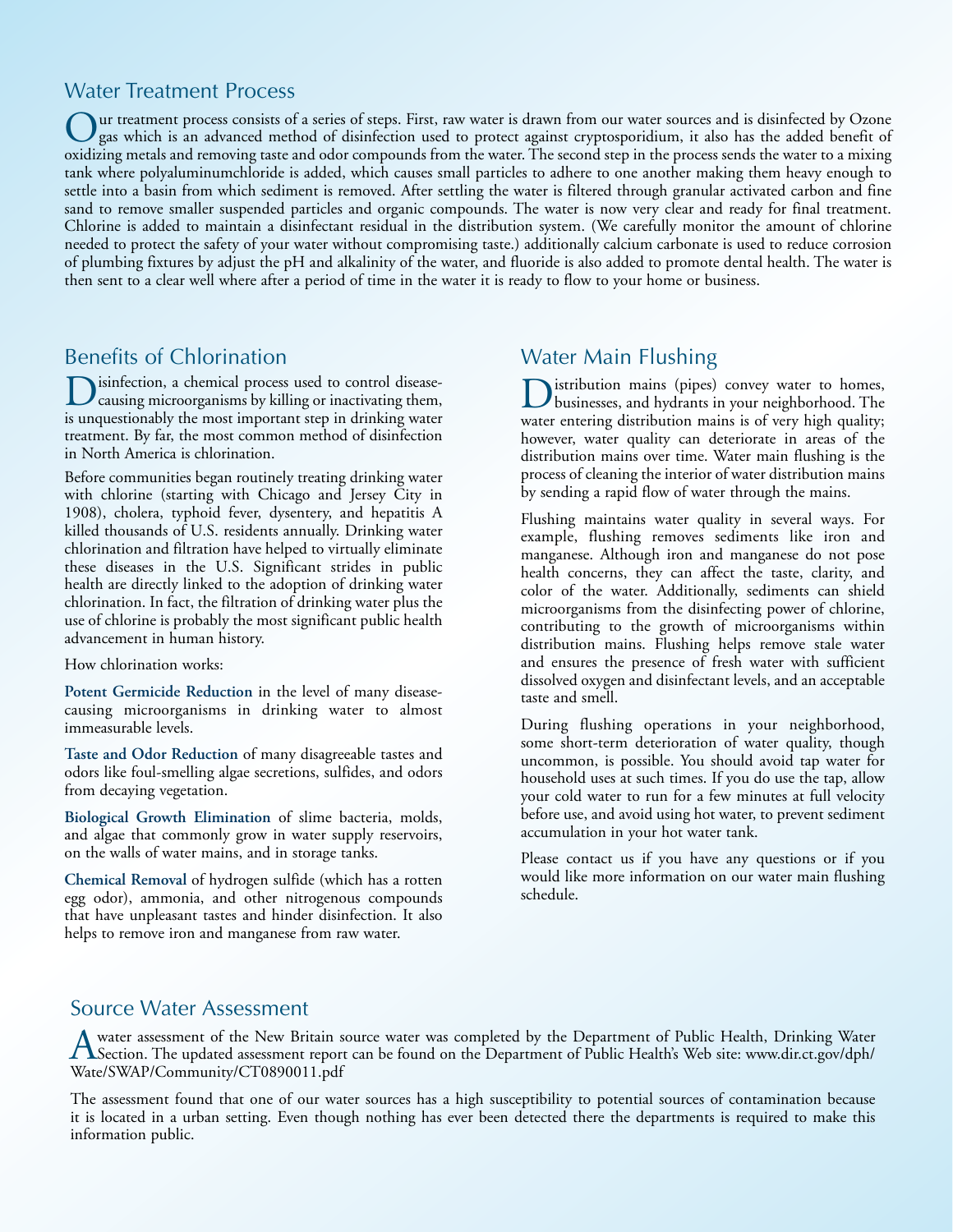## Water Treatment Process

Our treatment process consists of a series of steps. First, raw water is drawn from our water sources and is disinfected by Ozone gas which is an advanced method of disinfection used to protect against cryptosporidium, it also has the added benefit of oxidizing metals and removing taste and odor compounds from the water. The second step in the process sends the water to a mixing tank where polyaluminumchloride is added, which causes small particles to adhere to one another making them heavy enough to settle into a basin from which sediment is removed. After settling the water is filtered through granular activated carbon and fine sand to remove smaller suspended particles and organic compounds. The water is now very clear and ready for final treatment. Chlorine is added to maintain a disinfectant residual in the distribution system. (We carefully monitor the amount of chlorine needed to protect the safety of your water without compromising taste.) additionally calcium carbonate is used to reduce corrosion of plumbing fixtures by adjust the pH and alkalinity of the water, and fluoride is also added to promote dental health. The water is then sent to a clear well where after a period of time in the water it is ready to flow to your home or business.

## Benefits of Chlorination

Disinfection, a chemical process used to control disease-causing microorganisms by killing or inactivating them, is unquestionably the most important step in drinking water treatment. By far, the most common method of disinfection in North America is chlorination.

Before communities began routinely treating drinking water with chlorine (starting with Chicago and Jersey City in 1908), cholera, typhoid fever, dysentery, and hepatitis A killed thousands of U.S. residents annually. Drinking water chlorination and filtration have helped to virtually eliminate these diseases in the U.S. Significant strides in public health are directly linked to the adoption of drinking water chlorination. In fact, the filtration of drinking water plus the use of chlorine is probably the most significant public health advancement in human history.

How chlorination works:

**Potent Germicide Reduction** in the level of many disease-causing microorganisms in drinking water to almost immeasurable levels.

**Taste and Odor Reduction** of many disagreeable tastes and odors like foul-smelling algae secretions, sulfides, and odors from decaying vegetation.

**Biological Growth Elimination** of slime bacteria, molds, and algae that commonly grow in water supply reservoirs, on the walls of water mains, and in storage tanks.

**Chemical Removal** of hydrogen sulfide (which has a rotten egg odor), ammonia, and other nitrogenous compounds that have unpleasant tastes and hinder disinfection. It also helps to remove iron and manganese from raw water.

## Water Main Flushing

Distribution mains (pipes) convey water to homes, businesses, and hydrants in your neighborhood. The water entering distribution mains is of very high quality; however, water quality can deteriorate in areas of the distribution mains over time. Water main flushing is the process of cleaning the interior of water distribution mains by sending a rapid flow of water through the mains.

Flushing maintains water quality in several ways. For example, flushing removes sediments like iron and manganese. Although iron and manganese do not pose health concerns, they can affect the taste, clarity, and color of the water. Additionally, sediments can shield microorganisms from the disinfecting power of chlorine, contributing to the growth of microorganisms within distribution mains. Flushing helps remove stale water and ensures the presence of fresh water with sufficient dissolved oxygen and disinfectant levels, and an acceptable taste and smell.

During flushing operations in your neighborhood, some short-term deterioration of water quality, though uncommon, is possible. You should avoid tap water for household uses at such times. If you do use the tap, allow your cold water to run for a few minutes at full velocity before use, and avoid using hot water, to prevent sediment accumulation in your hot water tank.

Please contact us if you have any questions or if you would like more information on our water main flushing schedule.

## Source Water Assessment

A water assessment of the New Britain source water was completed by the Department of Public Health, Drinking Water Section. The updated assessment report can be found on the Department of Public Health's Web site: www.dir.ct.gov/dph/Wate/SWAP/Community/CT0890011.pdf

The assessment found that one of our water sources has a high susceptibility to potential sources of contamination because it is located in a urban setting. Even though nothing has ever been detected there the departments is required to make this information public.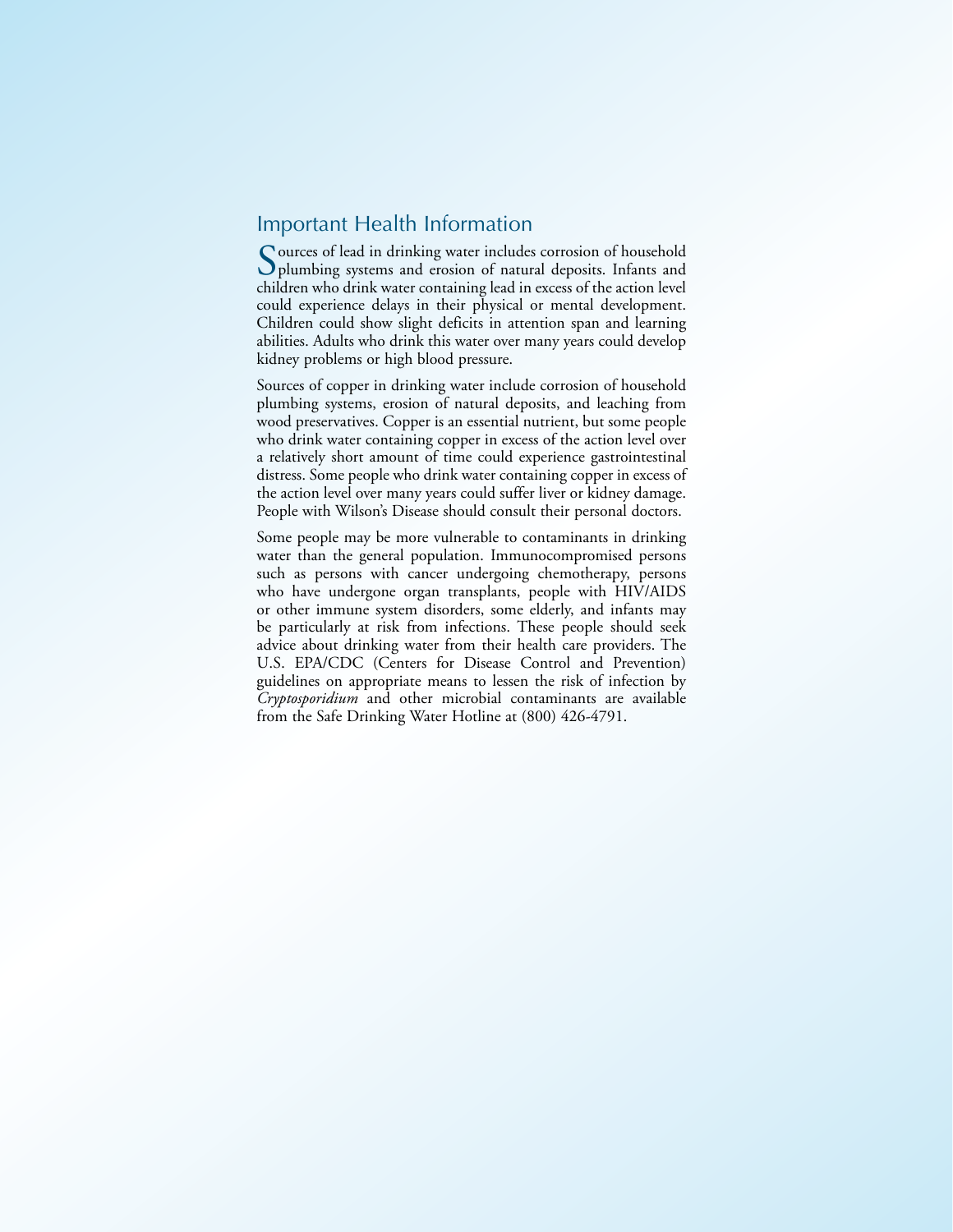## Important Health Information

Sources of lead in drinking water includes corrosion of household plumbing systems and erosion of natural deposits. Infants and children who drink water containing lead in excess of the action level could experience delays in their physical or mental development. Children could show slight deficits in attention span and learning abilities. Adults who drink this water over many years could develop kidney problems or high blood pressure.

Sources of copper in drinking water include corrosion of household plumbing systems, erosion of natural deposits, and leaching from wood preservatives. Copper is an essential nutrient, but some people who drink water containing copper in excess of the action level over a relatively short amount of time could experience gastrointestinal distress. Some people who drink water containing copper in excess of the action level over many years could suffer liver or kidney damage. People with Wilson's Disease should consult their personal doctors.

Some people may be more vulnerable to contaminants in drinking water than the general population. Immunocompromised persons such as persons with cancer undergoing chemotherapy, persons who have undergone organ transplants, people with HIV/AIDS or other immune system disorders, some elderly, and infants may be particularly at risk from infections. These people should seek advice about drinking water from their health care providers. The U.S. EPA/CDC (Centers for Disease Control and Prevention) guidelines on appropriate means to lessen the risk of infection by *Cryptosporidium* and other microbial contaminants are available from the Safe Drinking Water Hotline at (800) 426-4791.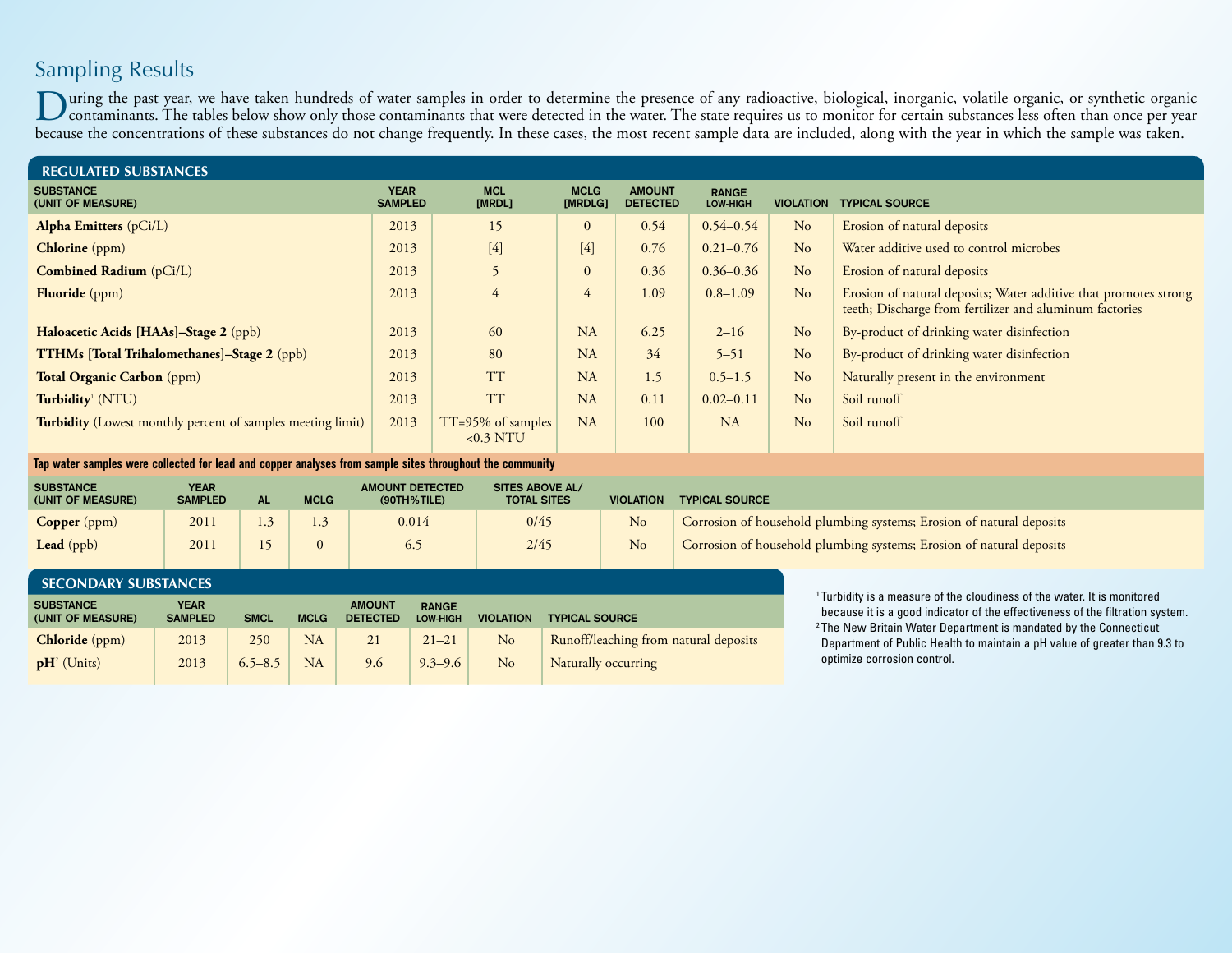## Sampling Results

During the past year, we have taken hundreds of water samples in order to determine the presence of any radioactive, biological, inorganic, volatile organic, or synthetic organic contaminants. The tables below show only those contaminants that were detected in the water. The state requires us to monitor for certain substances less often than once per year because the concentrations of these substances do not change frequently. In these cases, the most recent sample data are included, along with the year in which the sample was taken.

### REGULATED SUBSTANCES

| SUBSTANCE (UNIT OF MEASURE) | YEAR SAMPLED | MCL [MRDL] | MCLG [MRDLG] | AMOUNT DETECTED | RANGE LOW-HIGH | VIOLATION | TYPICAL SOURCE |
|---|---|---|---|---|---|---|---|
| **Alpha Emitters** (pCi/L) | 2013 | 15 | 0 | 0.54 | 0.54–0.54 | No | Erosion of natural deposits |
| **Chlorine** (ppm) | 2013 | [4] | [4] | 0.76 | 0.21–0.76 | No | Water additive used to control microbes |
| **Combined Radium** (pCi/L) | 2013 | 5 | 0 | 0.36 | 0.36–0.36 | No | Erosion of natural deposits |
| **Fluoride** (ppm) | 2013 | 4 | 4 | 1.09 | 0.8–1.09 | No | Erosion of natural deposits; Water additive that promotes strong teeth; Discharge from fertilizer and aluminum factories |
| **Haloacetic Acids [HAAs]–Stage 2** (ppb) | 2013 | 60 | NA | 6.25 | 2–16 | No | By-product of drinking water disinfection |
| **TTHMs [Total Trihalomethanes]–Stage 2** (ppb) | 2013 | 80 | NA | 34 | 5–51 | No | By-product of drinking water disinfection |
| **Total Organic Carbon** (ppm) | 2013 | TT | NA | 1.5 | 0.5–1.5 | No | Naturally present in the environment |
| **Turbidity**[1] (NTU) | 2013 | TT | NA | 0.11 | 0.02–0.11 | No | Soil runoff |
| **Turbidity** (Lowest monthly percent of samples meeting limit) | 2013 | TT=95% of samples <0.3 NTU | NA | 100 | NA | No | Soil runoff |

**Tap water samples were collected for lead and copper analyses from sample sites throughout the community**

| SUBSTANCE (UNIT OF MEASURE) | YEAR SAMPLED | AL | MCLG | AMOUNT DETECTED (90TH%TILE) | SITES ABOVE AL/ TOTAL SITES | VIOLATION | TYPICAL SOURCE |
|---|---|---|---|---|---|---|---|
| **Copper** (ppm) | 2011 | 1.3 | 1.3 | 0.014 | 0/45 | No | Corrosion of household plumbing systems; Erosion of natural deposits |
| **Lead** (ppb) | 2011 | 15 | 0 | 6.5 | 2/45 | No | Corrosion of household plumbing systems; Erosion of natural deposits |

### SECONDARY SUBSTANCES

| SUBSTANCE (UNIT OF MEASURE) | YEAR SAMPLED | SMCL | MCLG | AMOUNT DETECTED | RANGE LOW-HIGH | VIOLATION | TYPICAL SOURCE |
|---|---|---|---|---|---|---|---|
| **Chloride** (ppm) | 2013 | 250 | NA | 21 | 21–21 | No | Runoff/leaching from natural deposits |
| **pH**[2] (Units) | 2013 | 6.5–8.5 | NA | 9.6 | 9.3–9.6 | No | Naturally occurring |

[1] Turbidity is a measure of the cloudiness of the water. It is monitored because it is a good indicator of the effectiveness of the filtration system.

[2] The New Britain Water Department is mandated by the Connecticut Department of Public Health to maintain a pH value of greater than 9.3 to optimize corrosion control.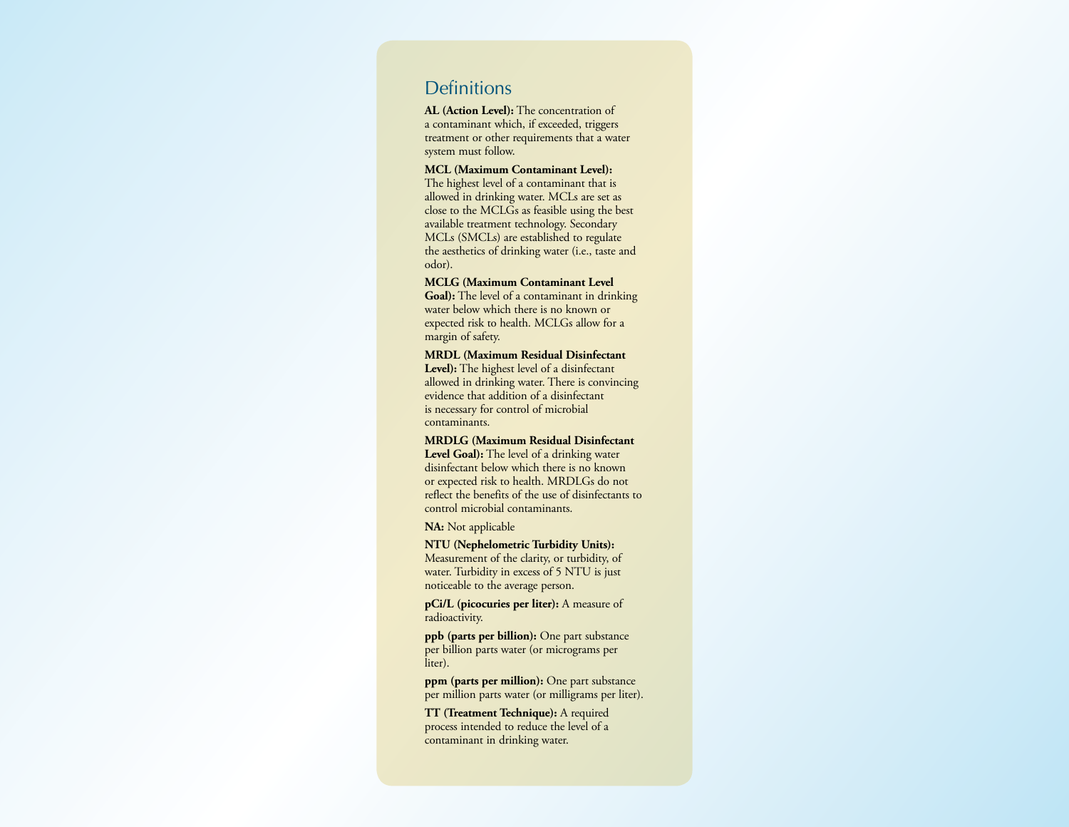## Definitions

**AL (Action Level):** The concentration of a contaminant which, if exceeded, triggers treatment or other requirements that a water system must follow.

**MCL (Maximum Contaminant Level):** The highest level of a contaminant that is allowed in drinking water. MCLs are set as close to the MCLGs as feasible using the best available treatment technology. Secondary MCLs (SMCLs) are established to regulate the aesthetics of drinking water (i.e., taste and odor).

**MCLG (Maximum Contaminant Level Goal):** The level of a contaminant in drinking water below which there is no known or expected risk to health. MCLGs allow for a margin of safety.

**MRDL (Maximum Residual Disinfectant Level):** The highest level of a disinfectant allowed in drinking water. There is convincing evidence that addition of a disinfectant is necessary for control of microbial contaminants.

**MRDLG (Maximum Residual Disinfectant Level Goal):** The level of a drinking water disinfectant below which there is no known or expected risk to health. MRDLGs do not reflect the benefits of the use of disinfectants to control microbial contaminants.

**NA:** Not applicable

**NTU (Nephelometric Turbidity Units):** Measurement of the clarity, or turbidity, of water. Turbidity in excess of 5 NTU is just noticeable to the average person.

**pCi/L (picocuries per liter):** A measure of radioactivity.

**ppb (parts per billion):** One part substance per billion parts water (or micrograms per liter).

**ppm (parts per million):** One part substance per million parts water (or milligrams per liter).

**TT (Treatment Technique):** A required process intended to reduce the level of a contaminant in drinking water.